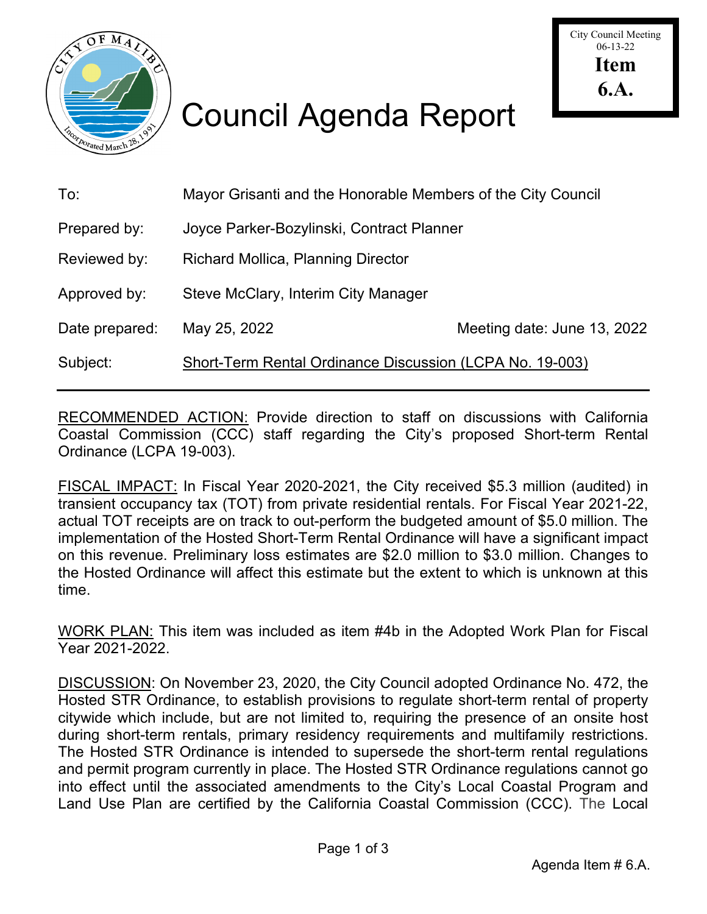City Council Meeting
06-13-22
**Item**
**6.A.**

# Council Agenda Report

| | | |
|---|---|---|
| To: | Mayor Grisanti and the Honorable Members of the City Council | |
| Prepared by: | Joyce Parker-Bozylinski, Contract Planner | |
| Reviewed by: | Richard Mollica, Planning Director | |
| Approved by: | Steve McClary, Interim City Manager | |
| Date prepared: | May 25, 2022 | Meeting date: June 13, 2022 |
| Subject: | Short-Term Rental Ordinance Discussion (LCPA No. 19-003) | |

RECOMMENDED ACTION: Provide direction to staff on discussions with California Coastal Commission (CCC) staff regarding the City's proposed Short-term Rental Ordinance (LCPA 19-003).

FISCAL IMPACT: In Fiscal Year 2020-2021, the City received $5.3 million (audited) in transient occupancy tax (TOT) from private residential rentals. For Fiscal Year 2021-22, actual TOT receipts are on track to out-perform the budgeted amount of $5.0 million. The implementation of the Hosted Short-Term Rental Ordinance will have a significant impact on this revenue. Preliminary loss estimates are $2.0 million to $3.0 million. Changes to the Hosted Ordinance will affect this estimate but the extent to which is unknown at this time.

WORK PLAN: This item was included as item #4b in the Adopted Work Plan for Fiscal Year 2021-2022.

DISCUSSION: On November 23, 2020, the City Council adopted Ordinance No. 472, the Hosted STR Ordinance, to establish provisions to regulate short-term rental of property citywide which include, but are not limited to, requiring the presence of an onsite host during short-term rentals, primary residency requirements and multifamily restrictions. The Hosted STR Ordinance is intended to supersede the short-term rental regulations and permit program currently in place. The Hosted STR Ordinance regulations cannot go into effect until the associated amendments to the City's Local Coastal Program and Land Use Plan are certified by the California Coastal Commission (CCC). The Local

Agenda Item # 6.A.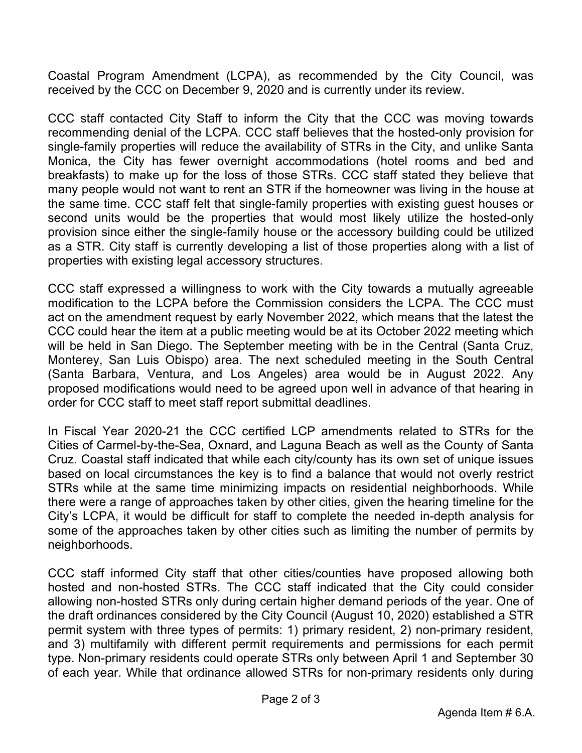Coastal Program Amendment (LCPA), as recommended by the City Council, was received by the CCC on December 9, 2020 and is currently under its review.

CCC staff contacted City Staff to inform the City that the CCC was moving towards recommending denial of the LCPA. CCC staff believes that the hosted-only provision for single-family properties will reduce the availability of STRs in the City, and unlike Santa Monica, the City has fewer overnight accommodations (hotel rooms and bed and breakfasts) to make up for the loss of those STRs. CCC staff stated they believe that many people would not want to rent an STR if the homeowner was living in the house at the same time. CCC staff felt that single-family properties with existing guest houses or second units would be the properties that would most likely utilize the hosted-only provision since either the single-family house or the accessory building could be utilized as a STR. City staff is currently developing a list of those properties along with a list of properties with existing legal accessory structures.

CCC staff expressed a willingness to work with the City towards a mutually agreeable modification to the LCPA before the Commission considers the LCPA. The CCC must act on the amendment request by early November 2022, which means that the latest the CCC could hear the item at a public meeting would be at its October 2022 meeting which will be held in San Diego. The September meeting with be in the Central (Santa Cruz, Monterey, San Luis Obispo) area. The next scheduled meeting in the South Central (Santa Barbara, Ventura, and Los Angeles) area would be in August 2022. Any proposed modifications would need to be agreed upon well in advance of that hearing in order for CCC staff to meet staff report submittal deadlines.

In Fiscal Year 2020-21 the CCC certified LCP amendments related to STRs for the Cities of Carmel-by-the-Sea, Oxnard, and Laguna Beach as well as the County of Santa Cruz. Coastal staff indicated that while each city/county has its own set of unique issues based on local circumstances the key is to find a balance that would not overly restrict STRs while at the same time minimizing impacts on residential neighborhoods. While there were a range of approaches taken by other cities, given the hearing timeline for the City's LCPA, it would be difficult for staff to complete the needed in-depth analysis for some of the approaches taken by other cities such as limiting the number of permits by neighborhoods.

CCC staff informed City staff that other cities/counties have proposed allowing both hosted and non-hosted STRs. The CCC staff indicated that the City could consider allowing non-hosted STRs only during certain higher demand periods of the year. One of the draft ordinances considered by the City Council (August 10, 2020) established a STR permit system with three types of permits: 1) primary resident, 2) non-primary resident, and 3) multifamily with different permit requirements and permissions for each permit type. Non-primary residents could operate STRs only between April 1 and September 30 of each year. While that ordinance allowed STRs for non-primary residents only during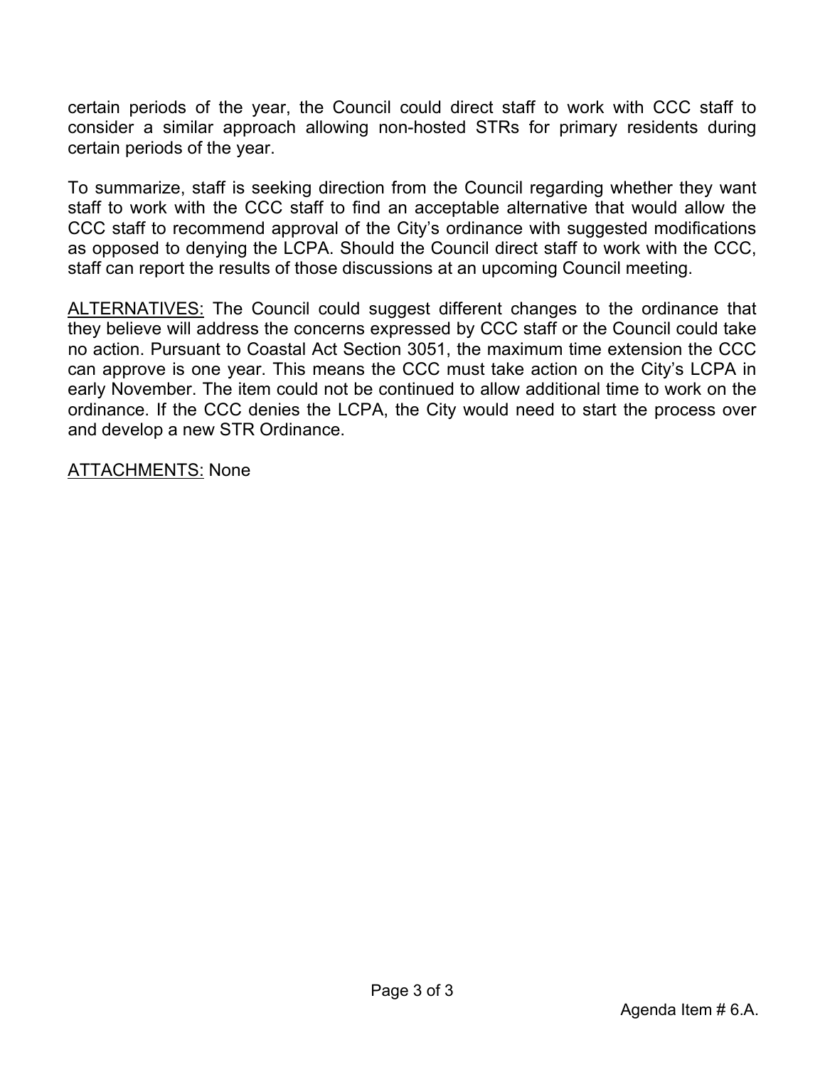certain periods of the year, the Council could direct staff to work with CCC staff to consider a similar approach allowing non-hosted STRs for primary residents during certain periods of the year.

To summarize, staff is seeking direction from the Council regarding whether they want staff to work with the CCC staff to find an acceptable alternative that would allow the CCC staff to recommend approval of the City's ordinance with suggested modifications as opposed to denying the LCPA. Should the Council direct staff to work with the CCC, staff can report the results of those discussions at an upcoming Council meeting.

<u>ALTERNATIVES:</u> The Council could suggest different changes to the ordinance that they believe will address the concerns expressed by CCC staff or the Council could take no action. Pursuant to Coastal Act Section 3051, the maximum time extension the CCC can approve is one year. This means the CCC must take action on the City's LCPA in early November. The item could not be continued to allow additional time to work on the ordinance. If the CCC denies the LCPA, the City would need to start the process over and develop a new STR Ordinance.

<u>ATTACHMENTS:</u> None